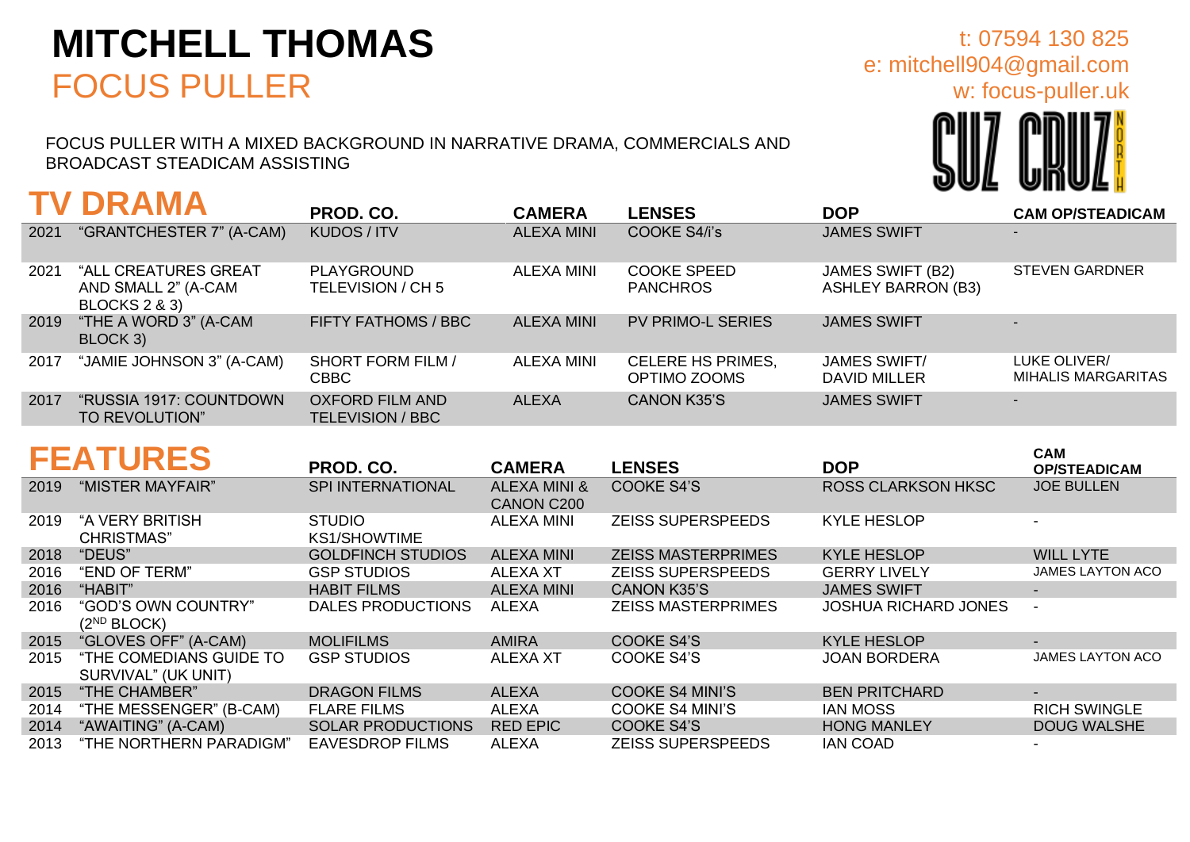# MITCHELL THOMAS

## FOCUS PULLER

t: 07594 130 825
e: mitchell904@gmail.com
w: focus-puller.uk

SUZ CRUZ NORTH

FOCUS PULLER WITH A MIXED BACKGROUND IN NARRATIVE DRAMA, COMMERCIALS AND BROADCAST STEADICAM ASSISTING

## TV DRAMA

| | | PROD. CO. | CAMERA | LENSES | DOP | CAM OP/STEADICAM |
|---|---|---|---|---|---|---|
| 2021 | "GRANTCHESTER 7" (A-CAM) | KUDOS / ITV | ALEXA MINI | COOKE S4/i's | JAMES SWIFT | - |
| 2021 | "ALL CREATURES GREAT AND SMALL 2" (A-CAM BLOCKS 2 & 3) | PLAYGROUND TELEVISION / CH 5 | ALEXA MINI | COOKE SPEED PANCHROS | JAMES SWIFT (B2) ASHLEY BARRON (B3) | STEVEN GARDNER |
| 2019 | "THE A WORD 3" (A-CAM BLOCK 3) | FIFTY FATHOMS / BBC | ALEXA MINI | PV PRIMO-L SERIES | JAMES SWIFT | - |
| 2017 | "JAMIE JOHNSON 3" (A-CAM) | SHORT FORM FILM / CBBC | ALEXA MINI | CELERE HS PRIMES, OPTIMO ZOOMS | JAMES SWIFT/ DAVID MILLER | LUKE OLIVER/ MIHALIS MARGARITAS |
| 2017 | "RUSSIA 1917: COUNTDOWN TO REVOLUTION" | OXFORD FILM AND TELEVISION / BBC | ALEXA | CANON K35'S | JAMES SWIFT | - |

## FEATURES

| | | PROD. CO. | CAMERA | LENSES | DOP | CAM OP/STEADICAM |
|---|---|---|---|---|---|---|
| 2019 | "MISTER MAYFAIR" | SPI INTERNATIONAL | ALEXA MINI & CANON C200 | COOKE S4'S | ROSS CLARKSON HKSC | JOE BULLEN |
| 2019 | "A VERY BRITISH CHRISTMAS" | STUDIO KS1/SHOWTIME | ALEXA MINI | ZEISS SUPERSPEEDS | KYLE HESLOP | - |
| 2018 | "DEUS" | GOLDFINCH STUDIOS | ALEXA MINI | ZEISS MASTERPRIMES | KYLE HESLOP | WILL LYTE |
| 2016 | "END OF TERM" | GSP STUDIOS | ALEXA XT | ZEISS SUPERSPEEDS | GERRY LIVELY | JAMES LAYTON ACO |
| 2016 | "HABIT" | HABIT FILMS | ALEXA MINI | CANON K35'S | JAMES SWIFT | - |
| 2016 | "GOD'S OWN COUNTRY" (2ND BLOCK) | DALES PRODUCTIONS | ALEXA | ZEISS MASTERPRIMES | JOSHUA RICHARD JONES | - |
| 2015 | "GLOVES OFF" (A-CAM) | MOLIFILMS | AMIRA | COOKE S4'S | KYLE HESLOP | - |
| 2015 | "THE COMEDIANS GUIDE TO SURVIVAL" (UK UNIT) | GSP STUDIOS | ALEXA XT | COOKE S4'S | JOAN BORDERA | JAMES LAYTON ACO |
| 2015 | "THE CHAMBER" | DRAGON FILMS | ALEXA | COOKE S4 MINI'S | BEN PRITCHARD | - |
| 2014 | "THE MESSENGER" (B-CAM) | FLARE FILMS | ALEXA | COOKE S4 MINI'S | IAN MOSS | RICH SWINGLE |
| 2014 | "AWAITING" (A-CAM) | SOLAR PRODUCTIONS | RED EPIC | COOKE S4'S | HONG MANLEY | DOUG WALSHE |
| 2013 | "THE NORTHERN PARADIGM" | EAVESDROP FILMS | ALEXA | ZEISS SUPERSPEEDS | IAN COAD | - |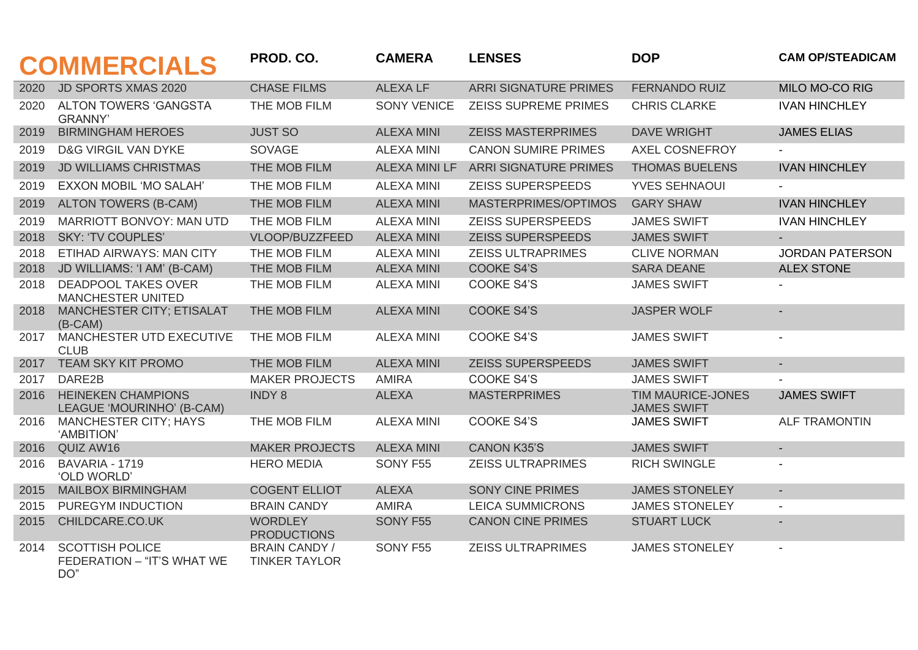| COMMERCIALS | | PROD. CO. | CAMERA | LENSES | DOP | CAM OP/STEADICAM |
|---|---|---|---|---|---|---|
| 2020 | JD SPORTS XMAS 2020 | CHASE FILMS | ALEXA LF | ARRI SIGNATURE PRIMES | FERNANDO RUIZ | MILO MO-CO RIG |
| 2020 | ALTON TOWERS 'GANGSTA GRANNY' | THE MOB FILM | SONY VENICE | ZEISS SUPREME PRIMES | CHRIS CLARKE | IVAN HINCHLEY |
| 2019 | BIRMINGHAM HEROES | JUST SO | ALEXA MINI | ZEISS MASTERPRIMES | DAVE WRIGHT | JAMES ELIAS |
| 2019 | D&G VIRGIL VAN DYKE | SOVAGE | ALEXA MINI | CANON SUMIRE PRIMES | AXEL COSNEFROY | - |
| 2019 | JD WILLIAMS CHRISTMAS | THE MOB FILM | ALEXA MINI LF | ARRI SIGNATURE PRIMES | THOMAS BUELENS | IVAN HINCHLEY |
| 2019 | EXXON MOBIL 'MO SALAH' | THE MOB FILM | ALEXA MINI | ZEISS SUPERSPEEDS | YVES SEHNAOUI | - |
| 2019 | ALTON TOWERS (B-CAM) | THE MOB FILM | ALEXA MINI | MASTERPRIMES/OPTIMOS | GARY SHAW | IVAN HINCHLEY |
| 2019 | MARRIOTT BONVOY: MAN UTD | THE MOB FILM | ALEXA MINI | ZEISS SUPERSPEEDS | JAMES SWIFT | IVAN HINCHLEY |
| 2018 | SKY: 'TV COUPLES' | VLOOP/BUZZFEED | ALEXA MINI | ZEISS SUPERSPEEDS | JAMES SWIFT | - |
| 2018 | ETIHAD AIRWAYS: MAN CITY | THE MOB FILM | ALEXA MINI | ZEISS ULTRAPRIMES | CLIVE NORMAN | JORDAN PATERSON |
| 2018 | JD WILLIAMS: 'I AM' (B-CAM) | THE MOB FILM | ALEXA MINI | COOKE S4'S | SARA DEANE | ALEX STONE |
| 2018 | DEADPOOL TAKES OVER MANCHESTER UNITED | THE MOB FILM | ALEXA MINI | COOKE S4'S | JAMES SWIFT | - |
| 2018 | MANCHESTER CITY; ETISALAT (B-CAM) | THE MOB FILM | ALEXA MINI | COOKE S4'S | JASPER WOLF | - |
| 2017 | MANCHESTER UTD EXECUTIVE CLUB | THE MOB FILM | ALEXA MINI | COOKE S4'S | JAMES SWIFT | - |
| 2017 | TEAM SKY KIT PROMO | THE MOB FILM | ALEXA MINI | ZEISS SUPERSPEEDS | JAMES SWIFT | - |
| 2017 | DARE2B | MAKER PROJECTS | AMIRA | COOKE S4'S | JAMES SWIFT | - |
| 2016 | HEINEKEN CHAMPIONS LEAGUE 'MOURINHO' (B-CAM) | INDY 8 | ALEXA | MASTERPRIMES | TIM MAURICE-JONES JAMES SWIFT | JAMES SWIFT |
| 2016 | MANCHESTER CITY; HAYS 'AMBITION' | THE MOB FILM | ALEXA MINI | COOKE S4'S | JAMES SWIFT | ALF TRAMONTIN |
| 2016 | QUIZ AW16 | MAKER PROJECTS | ALEXA MINI | CANON K35'S | JAMES SWIFT | - |
| 2016 | BAVARIA - 1719 'OLD WORLD' | HERO MEDIA | SONY F55 | ZEISS ULTRAPRIMES | RICH SWINGLE | - |
| 2015 | MAILBOX BIRMINGHAM | COGENT ELLIOT | ALEXA | SONY CINE PRIMES | JAMES STONELEY | - |
| 2015 | PUREGYM INDUCTION | BRAIN CANDY | AMIRA | LEICA SUMMICRONS | JAMES STONELEY | - |
| 2015 | CHILDCARE.CO.UK | WORDLEY PRODUCTIONS | SONY F55 | CANON CINE PRIMES | STUART LUCK | - |
| 2014 | SCOTTISH POLICE FEDERATION – "IT'S WHAT WE DO" | BRAIN CANDY / TINKER TAYLOR | SONY F55 | ZEISS ULTRAPRIMES | JAMES STONELEY | - |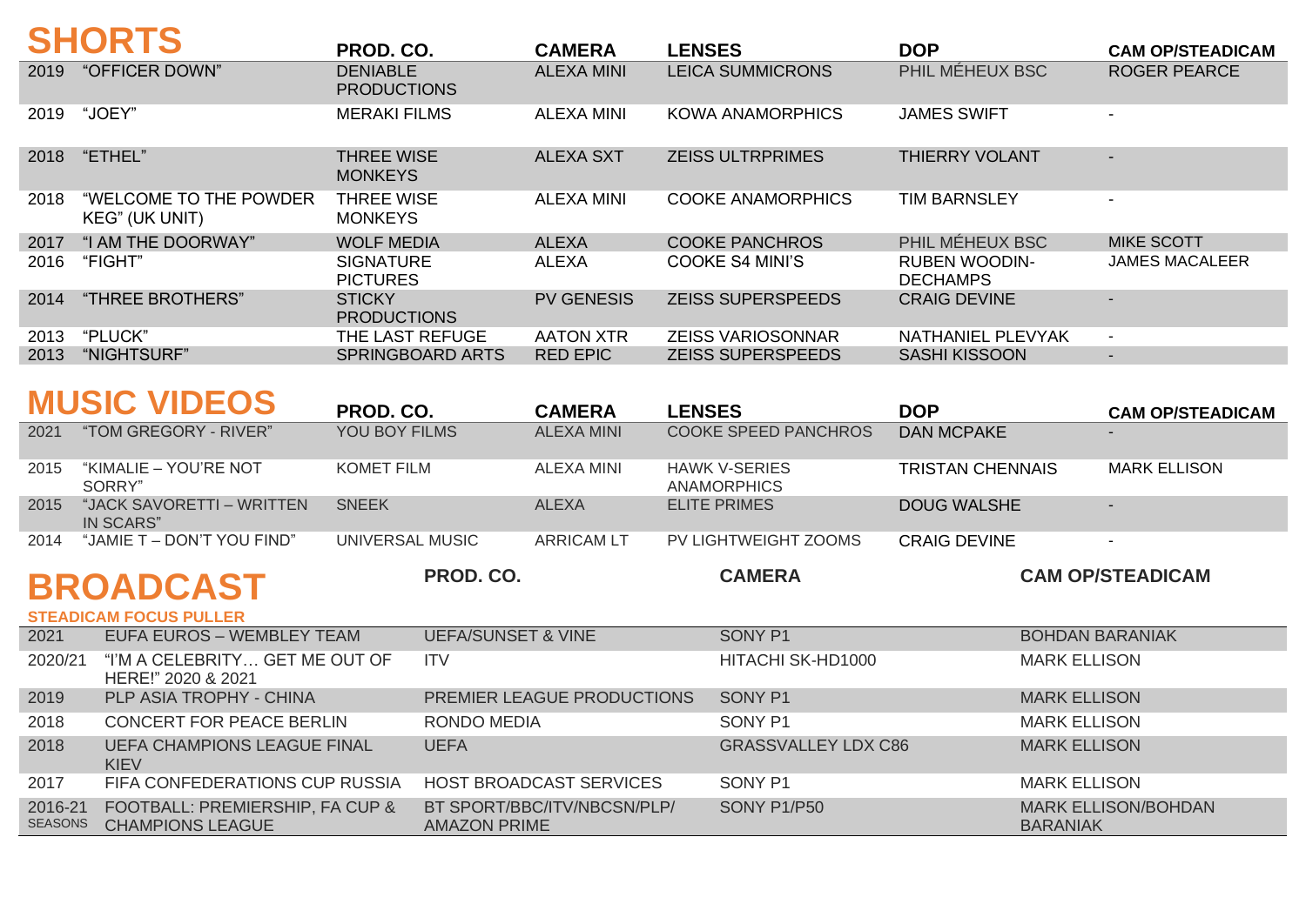## SHORTS

| | | PROD. CO. | CAMERA | LENSES | DOP | CAM OP/STEADICAM |
|---|---|---|---|---|---|---|
| 2019 | "OFFICER DOWN" | DENIABLE PRODUCTIONS | ALEXA MINI | LEICA SUMMICRONS | PHIL MÉHEUX BSC | ROGER PEARCE |
| 2019 | "JOEY" | MERAKI FILMS | ALEXA MINI | KOWA ANAMORPHICS | JAMES SWIFT | - |
| 2018 | "ETHEL" | THREE WISE MONKEYS | ALEXA SXT | ZEISS ULTRPRIMES | THIERRY VOLANT | - |
| 2018 | "WELCOME TO THE POWDER KEG" (UK UNIT) | THREE WISE MONKEYS | ALEXA MINI | COOKE ANAMORPHICS | TIM BARNSLEY | - |
| 2017 | "I AM THE DOORWAY" | WOLF MEDIA | ALEXA | COOKE PANCHROS | PHIL MÉHEUX BSC | MIKE SCOTT |
| 2016 | "FIGHT" | SIGNATURE PICTURES | ALEXA | COOKE S4 MINI'S | RUBEN WOODIN-DECHAMPS | JAMES MACALEER |
| 2014 | "THREE BROTHERS" | STICKY PRODUCTIONS | PV GENESIS | ZEISS SUPERSPEEDS | CRAIG DEVINE | - |
| 2013 | "PLUCK" | THE LAST REFUGE | AATON XTR | ZEISS VARIOSONNAR | NATHANIEL PLEVYAK | - |
| 2013 | "NIGHTSURF" | SPRINGBOARD ARTS | RED EPIC | ZEISS SUPERSPEEDS | SASHI KISSOON | - |

## MUSIC VIDEOS

| | | PROD. CO. | CAMERA | LENSES | DOP | CAM OP/STEADICAM |
|---|---|---|---|---|---|---|
| 2021 | "TOM GREGORY - RIVER" | YOU BOY FILMS | ALEXA MINI | COOKE SPEED PANCHROS | DAN MCPAKE | - |
| 2015 | "KIMALIE – YOU'RE NOT SORRY" | KOMET FILM | ALEXA MINI | HAWK V-SERIES ANAMORPHICS | TRISTAN CHENNAIS | MARK ELLISON |
| 2015 | "JACK SAVORETTI – WRITTEN IN SCARS" | SNEEK | ALEXA | ELITE PRIMES | DOUG WALSHE | - |
| 2014 | "JAMIE T – DON'T YOU FIND" | UNIVERSAL MUSIC | ARRICAM LT | PV LIGHTWEIGHT ZOOMS | CRAIG DEVINE | - |

## BROADCAST

**STEADICAM FOCUS PULLER**

| | | PROD. CO. | CAMERA | CAM OP/STEADICAM |
|---|---|---|---|---|
| 2021 | EUFA EUROS – WEMBLEY TEAM | UEFA/SUNSET & VINE | SONY P1 | BOHDAN BARANIAK |
| 2020/21 | "I'M A CELEBRITY… GET ME OUT OF HERE!" 2020 & 2021 | ITV | HITACHI SK-HD1000 | MARK ELLISON |
| 2019 | PLP ASIA TROPHY - CHINA | PREMIER LEAGUE PRODUCTIONS | SONY P1 | MARK ELLISON |
| 2018 | CONCERT FOR PEACE BERLIN | RONDO MEDIA | SONY P1 | MARK ELLISON |
| 2018 | UEFA CHAMPIONS LEAGUE FINAL KIEV | UEFA | GRASSVALLEY LDX C86 | MARK ELLISON |
| 2017 | FIFA CONFEDERATIONS CUP RUSSIA | HOST BROADCAST SERVICES | SONY P1 | MARK ELLISON |
| 2016-21 SEASONS | FOOTBALL: PREMIERSHIP, FA CUP & CHAMPIONS LEAGUE | BT SPORT/BBC/ITV/NBCSN/PLP/ AMAZON PRIME | SONY P1/P50 | MARK ELLISON/BOHDAN BARANIAK |